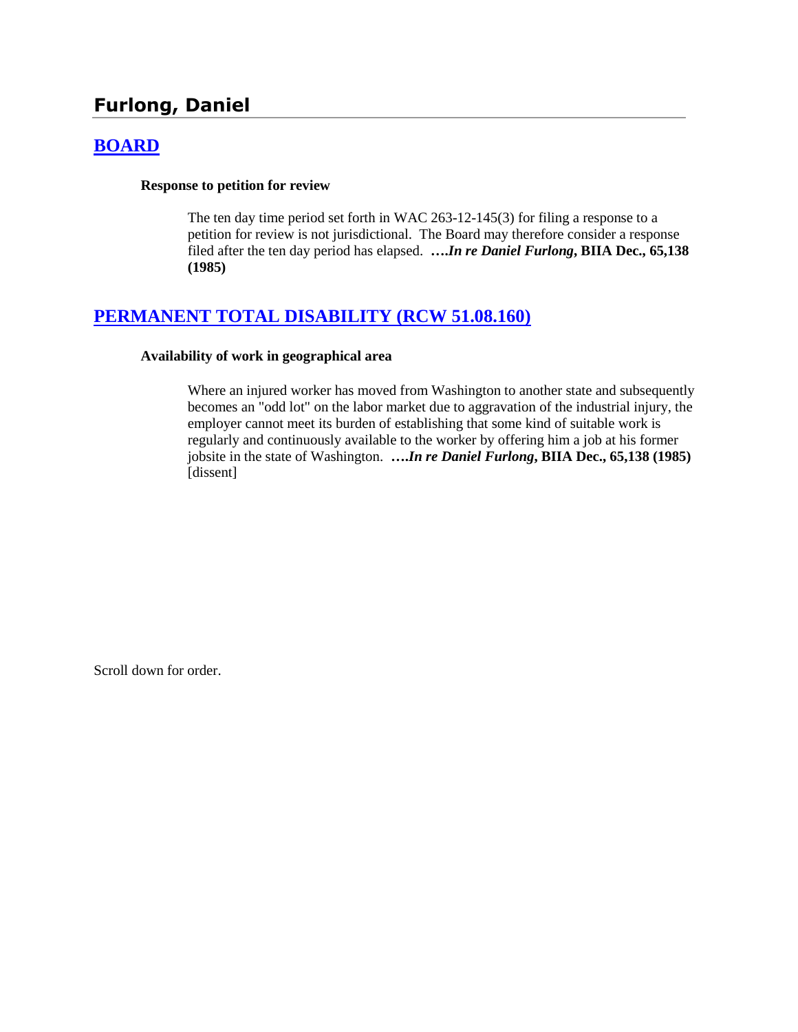# Furlong, Daniel

## [BOARD]

**Response to petition for review**

> The ten day time period set forth in WAC 263-12-145(3) for filing a response to a petition for review is not jurisdictional. The Board may therefore consider a response filed after the ten day period has elapsed. ***….In re Daniel Furlong*, BIIA Dec., 65,138 (1985)**

## [PERMANENT TOTAL DISABILITY (RCW 51.08.160)]

**Availability of work in geographical area**

> Where an injured worker has moved from Washington to another state and subsequently becomes an "odd lot" on the labor market due to aggravation of the industrial injury, the employer cannot meet its burden of establishing that some kind of suitable work is regularly and continuously available to the worker by offering him a job at his former jobsite in the state of Washington. ***….In re Daniel Furlong*, BIIA Dec., 65,138 (1985)** [dissent]

Scroll down for order.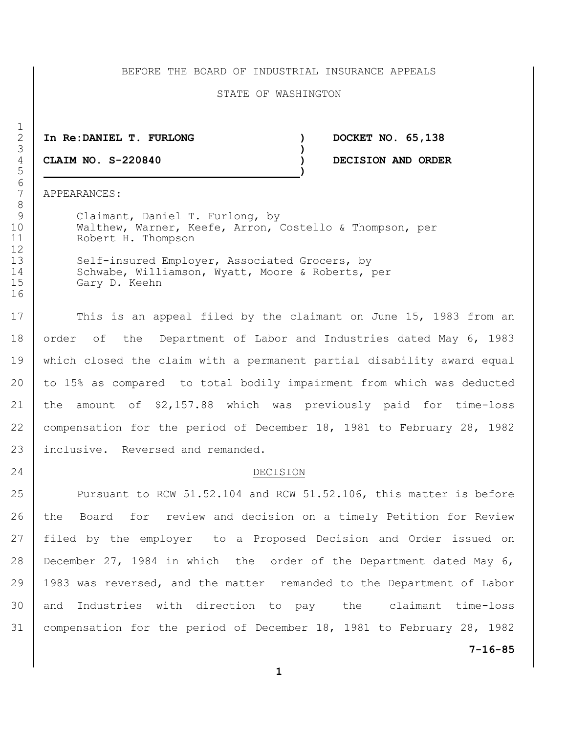BEFORE THE BOARD OF INDUSTRIAL INSURANCE APPEALS

STATE OF WASHINGTON

**In Re: DANIEL T. FURLONG** ) **DOCKET NO. 65,138**

**CLAIM NO. S-220840** ) **DECISION AND ORDER**

APPEARANCES:

Claimant, Daniel T. Furlong, by
Walthew, Warner, Keefe, Arron, Costello & Thompson, per
Robert H. Thompson

Self-insured Employer, Associated Grocers, by
Schwabe, Williamson, Wyatt, Moore & Roberts, per
Gary D. Keehn

This is an appeal filed by the claimant on June 15, 1983 from an order of the Department of Labor and Industries dated May 6, 1983 which closed the claim with a permanent partial disability award equal to 15% as compared to total bodily impairment from which was deducted the amount of $2,157.88 which was previously paid for time-loss compensation for the period of December 18, 1981 to February 28, 1982 inclusive. Reversed and remanded.

## DECISION

Pursuant to RCW 51.52.104 and RCW 51.52.106, this matter is before the Board for review and decision on a timely Petition for Review filed by the employer to a Proposed Decision and Order issued on December 27, 1984 in which the order of the Department dated May 6, 1983 was reversed, and the matter remanded to the Department of Labor and Industries with direction to pay the claimant time-loss compensation for the period of December 18, 1981 to February 28, 1982

7-16-85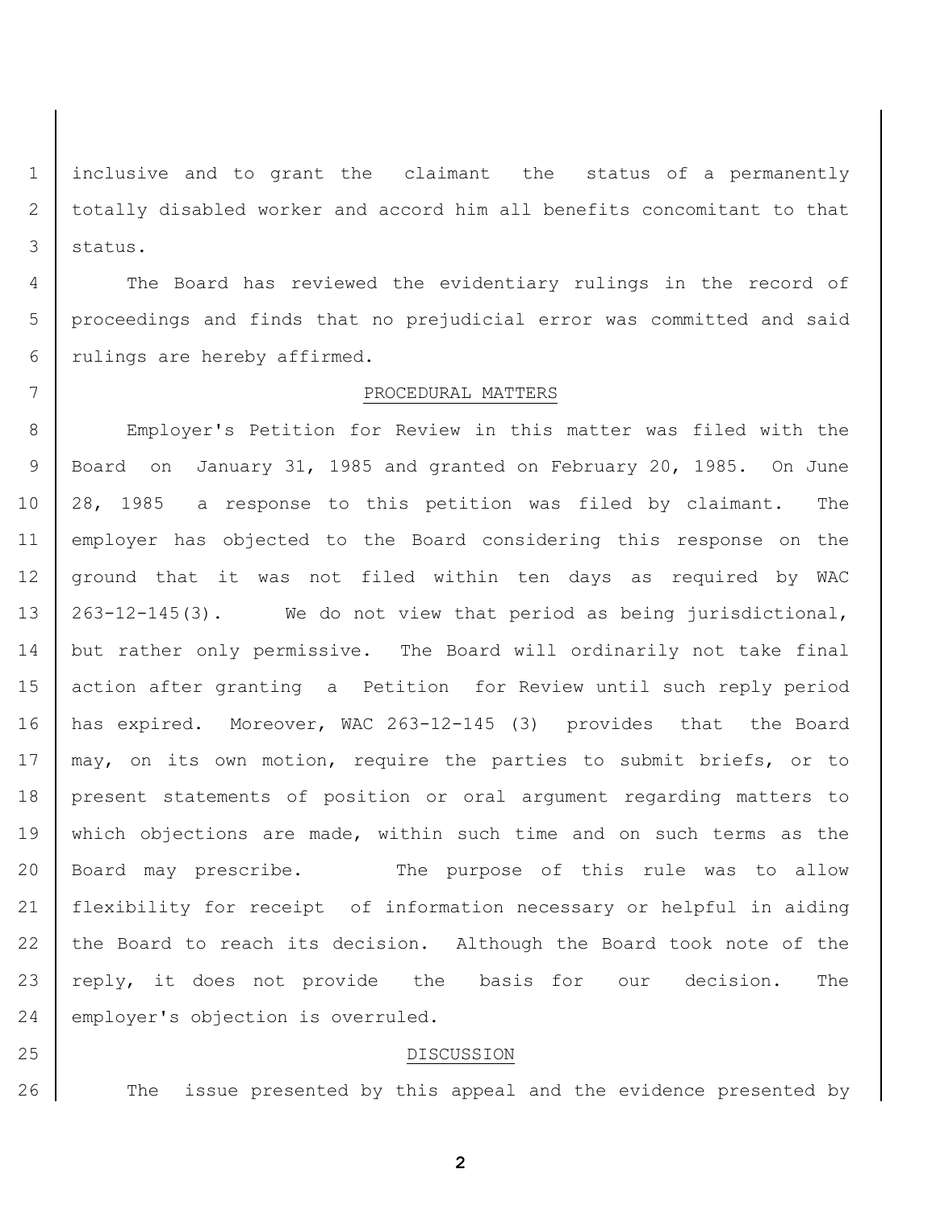inclusive and to grant the claimant the status of a permanently totally disabled worker and accord him all benefits concomitant to that status.

The Board has reviewed the evidentiary rulings in the record of proceedings and finds that no prejudicial error was committed and said rulings are hereby affirmed.

## PROCEDURAL MATTERS

Employer's Petition for Review in this matter was filed with the Board on January 31, 1985 and granted on February 20, 1985. On June 28, 1985 a response to this petition was filed by claimant. The employer has objected to the Board considering this response on the ground that it was not filed within ten days as required by WAC 263-12-145(3). We do not view that period as being jurisdictional, but rather only permissive. The Board will ordinarily not take final action after granting a Petition for Review until such reply period has expired. Moreover, WAC 263-12-145 (3) provides that the Board may, on its own motion, require the parties to submit briefs, or to present statements of position or oral argument regarding matters to which objections are made, within such time and on such terms as the Board may prescribe. The purpose of this rule was to allow flexibility for receipt of information necessary or helpful in aiding the Board to reach its decision. Although the Board took note of the reply, it does not provide the basis for our decision. The employer's objection is overruled.

## DISCUSSION

The issue presented by this appeal and the evidence presented by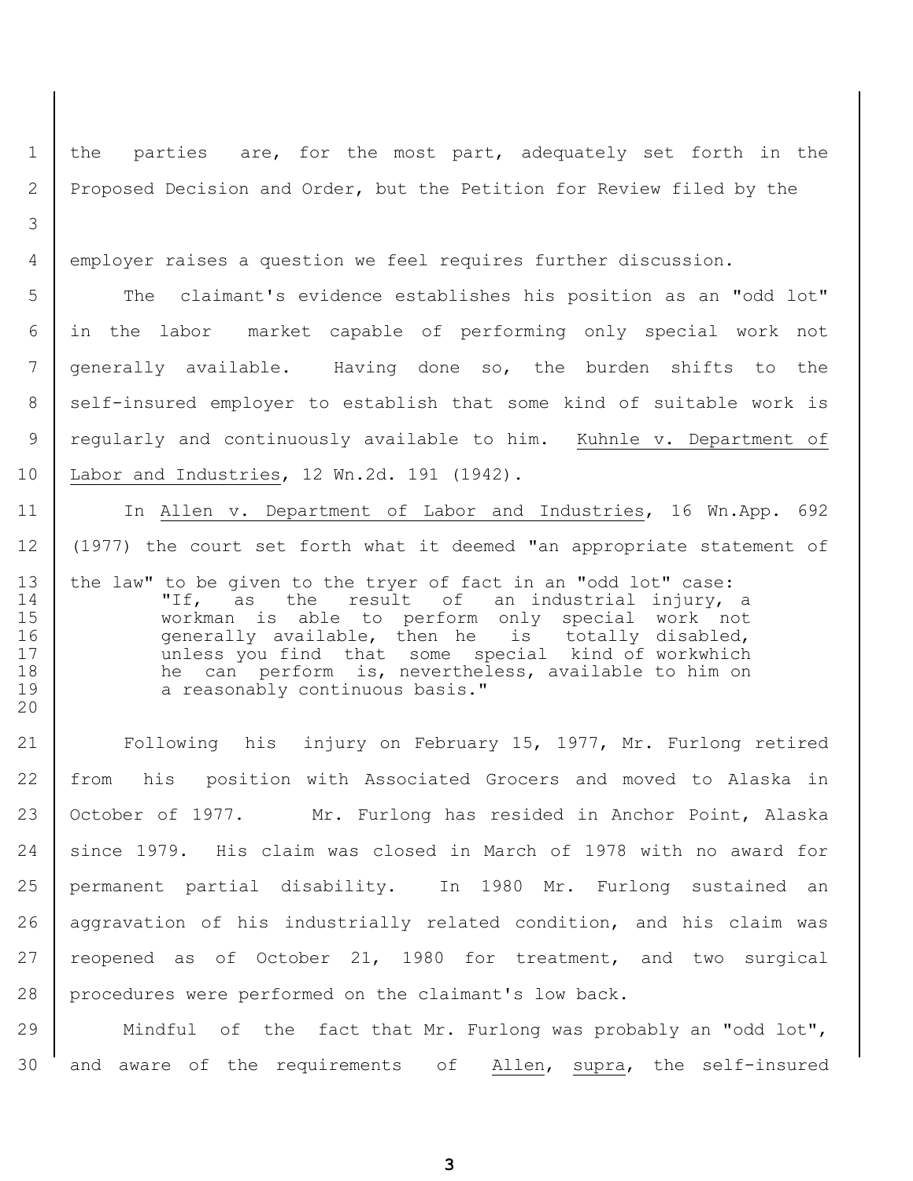the parties are, for the most part, adequately set forth in the Proposed Decision and Order, but the Petition for Review filed by the employer raises a question we feel requires further discussion.

The claimant's evidence establishes his position as an "odd lot" in the labor market capable of performing only special work not generally available. Having done so, the burden shifts to the self-insured employer to establish that some kind of suitable work is regularly and continuously available to him. Kuhnle v. Department of Labor and Industries, 12 Wn.2d. 191 (1942).

In Allen v. Department of Labor and Industries, 16 Wn.App. 692 (1977) the court set forth what it deemed "an appropriate statement of the law" to be given to the tryer of fact in an "odd lot" case:

> "If, as the result of an industrial injury, a workman is able to perform only special work not generally available, then he is totally disabled, unless you find that some special kind of workwhich he can perform is, nevertheless, available to him on a reasonably continuous basis."

Following his injury on February 15, 1977, Mr. Furlong retired from his position with Associated Grocers and moved to Alaska in October of 1977. Mr. Furlong has resided in Anchor Point, Alaska since 1979. His claim was closed in March of 1978 with no award for permanent partial disability. In 1980 Mr. Furlong sustained an aggravation of his industrially related condition, and his claim was reopened as of October 21, 1980 for treatment, and two surgical procedures were performed on the claimant's low back.

Mindful of the fact that Mr. Furlong was probably an "odd lot", and aware of the requirements of Allen, supra, the self-insured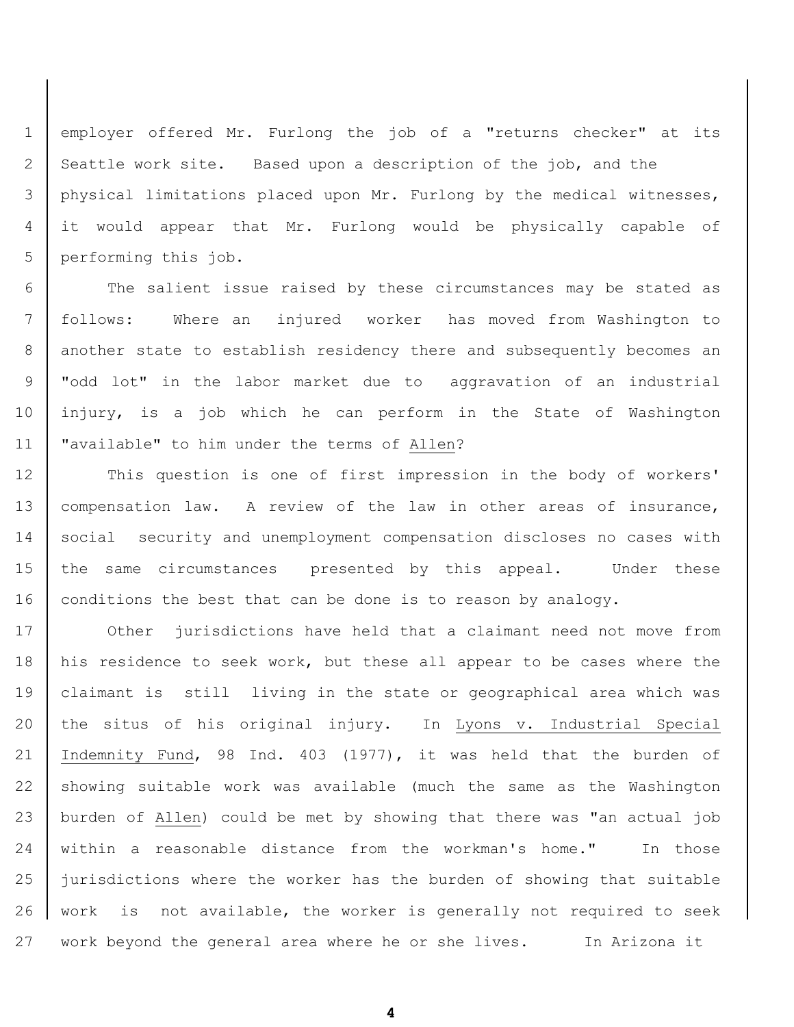employer offered Mr. Furlong the job of a "returns checker" at its Seattle work site. Based upon a description of the job, and the physical limitations placed upon Mr. Furlong by the medical witnesses, it would appear that Mr. Furlong would be physically capable of performing this job.

The salient issue raised by these circumstances may be stated as follows: Where an injured worker has moved from Washington to another state to establish residency there and subsequently becomes an "odd lot" in the labor market due to aggravation of an industrial injury, is a job which he can perform in the State of Washington "available" to him under the terms of Allen?

This question is one of first impression in the body of workers' compensation law. A review of the law in other areas of insurance, social security and unemployment compensation discloses no cases with the same circumstances presented by this appeal. Under these conditions the best that can be done is to reason by analogy.

Other jurisdictions have held that a claimant need not move from his residence to seek work, but these all appear to be cases where the claimant is still living in the state or geographical area which was the situs of his original injury. In Lyons v. Industrial Special Indemnity Fund, 98 Ind. 403 (1977), it was held that the burden of showing suitable work was available (much the same as the Washington burden of Allen) could be met by showing that there was "an actual job within a reasonable distance from the workman's home." In those jurisdictions where the worker has the burden of showing that suitable work is not available, the worker is generally not required to seek work beyond the general area where he or she lives. In Arizona it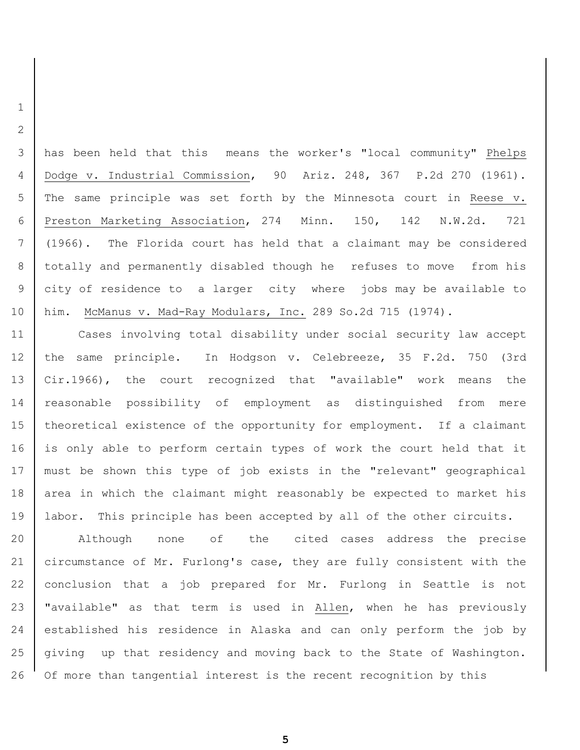has been held that this means the worker's "local community" Phelps Dodge v. Industrial Commission, 90 Ariz. 248, 367 P.2d 270 (1961). The same principle was set forth by the Minnesota court in Reese v. Preston Marketing Association, 274 Minn. 150, 142 N.W.2d. 721 (1966). The Florida court has held that a claimant may be considered totally and permanently disabled though he refuses to move from his city of residence to a larger city where jobs may be available to him. McManus v. Mad-Ray Modulars, Inc. 289 So.2d 715 (1974).

Cases involving total disability under social security law accept the same principle. In Hodgson v. Celebreeze, 35 F.2d. 750 (3rd Cir.1966), the court recognized that "available" work means the reasonable possibility of employment as distinguished from mere theoretical existence of the opportunity for employment. If a claimant is only able to perform certain types of work the court held that it must be shown this type of job exists in the "relevant" geographical area in which the claimant might reasonably be expected to market his labor. This principle has been accepted by all of the other circuits.

Although none of the cited cases address the precise circumstance of Mr. Furlong's case, they are fully consistent with the conclusion that a job prepared for Mr. Furlong in Seattle is not "available" as that term is used in Allen, when he has previously established his residence in Alaska and can only perform the job by giving up that residency and moving back to the State of Washington. Of more than tangential interest is the recent recognition by this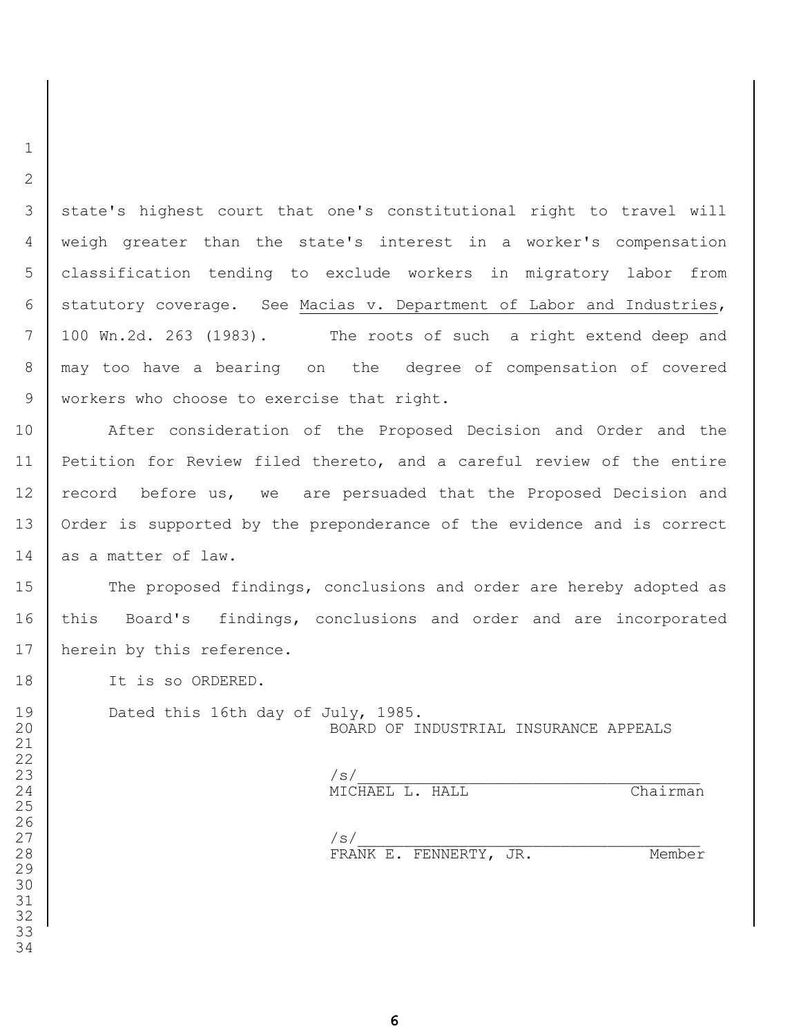state's highest court that one's constitutional right to travel will weigh greater than the state's interest in a worker's compensation classification tending to exclude workers in migratory labor from statutory coverage. See Macias v. Department of Labor and Industries, 100 Wn.2d. 263 (1983). The roots of such a right extend deep and may too have a bearing on the degree of compensation of covered workers who choose to exercise that right.

After consideration of the Proposed Decision and Order and the Petition for Review filed thereto, and a careful review of the entire record before us, we are persuaded that the Proposed Decision and Order is supported by the preponderance of the evidence and is correct as a matter of law.

The proposed findings, conclusions and order are hereby adopted as this Board's findings, conclusions and order and are incorporated herein by this reference.

It is so ORDERED.

Dated this 16th day of July, 1985.

BOARD OF INDUSTRIAL INSURANCE APPEALS

/s/\_\_\_\_\_\_\_\_\_\_\_\_\_\_\_\_\_\_\_\_\_\_\_\_\_\_\_\_\_\_\_\_\_\_\_\_
MICHAEL L. HALL Chairman

/s/\_\_\_\_\_\_\_\_\_\_\_\_\_\_\_\_\_\_\_\_\_\_\_\_\_\_\_\_\_\_\_\_\_\_\_\_
FRANK E. FENNERTY, JR. Member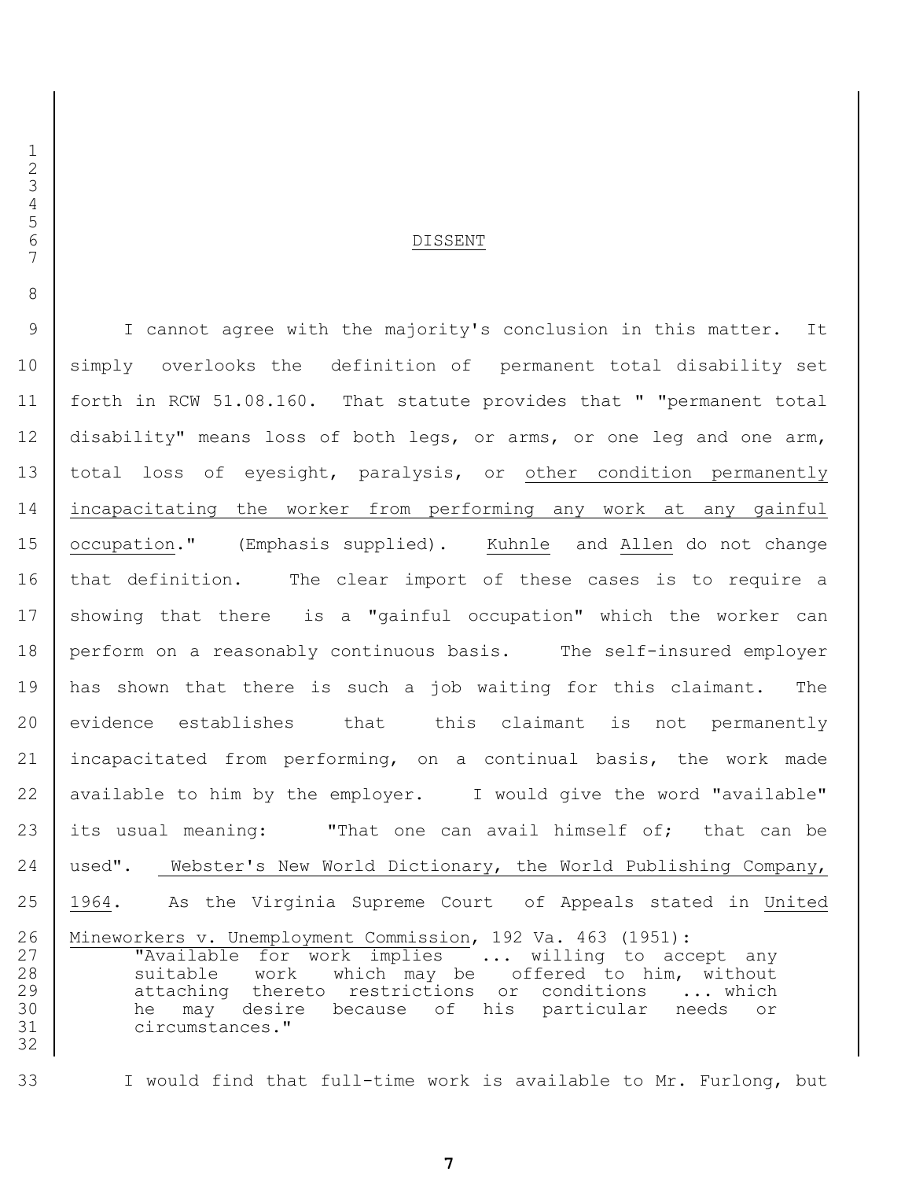## DISSENT

I cannot agree with the majority's conclusion in this matter. It simply overlooks the definition of permanent total disability set forth in RCW 51.08.160. That statute provides that " "permanent total disability" means loss of both legs, or arms, or one leg and one arm, total loss of eyesight, paralysis, or <u>other condition permanently incapacitating the worker from performing any work at any gainful occupation</u>." (Emphasis supplied). <u>Kuhnle</u> and <u>Allen</u> do not change that definition. The clear import of these cases is to require a showing that there is a "gainful occupation" which the worker can perform on a reasonably continuous basis. The self-insured employer has shown that there is such a job waiting for this claimant. The evidence establishes that this claimant is not permanently incapacitated from performing, on a continual basis, the work made available to him by the employer. I would give the word "available" its usual meaning: "That one can avail himself of; that can be used". <u>Webster's New World Dictionary, the World Publishing Company, 1964</u>. As the Virginia Supreme Court of Appeals stated in <u>United Mineworkers v. Unemployment Commission</u>, 192 Va. 463 (1951):

> "Available for work implies ... willing to accept any suitable work which may be offered to him, without attaching thereto restrictions or conditions ... which he may desire because of his particular needs or circumstances."

I would find that full-time work is available to Mr. Furlong, but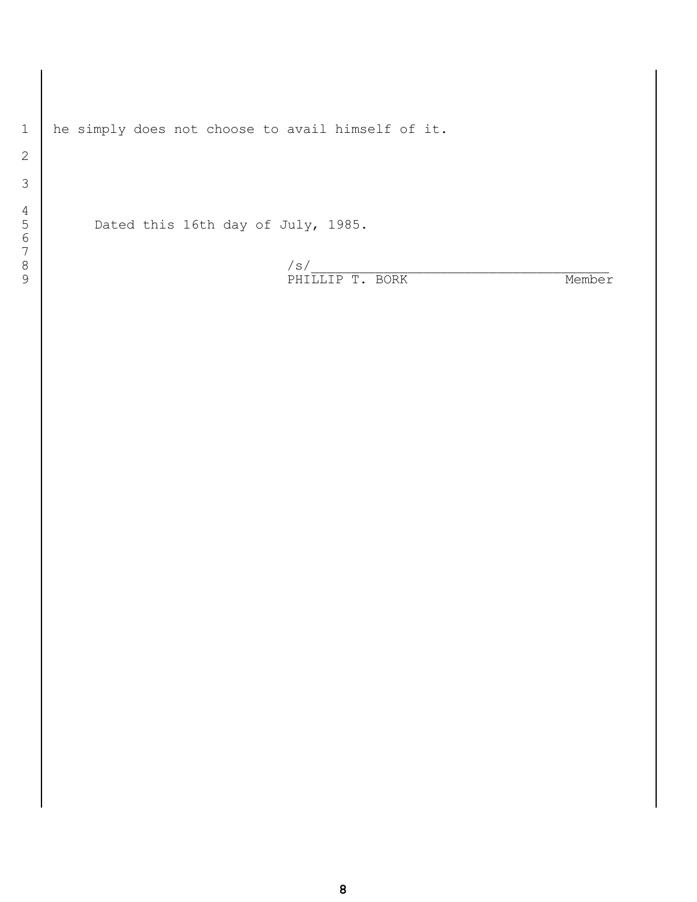he simply does not choose to avail himself of it.

Dated this 16th day of July, 1985.

/s/______________________________________
PHILLIP T. BORK                                    Member